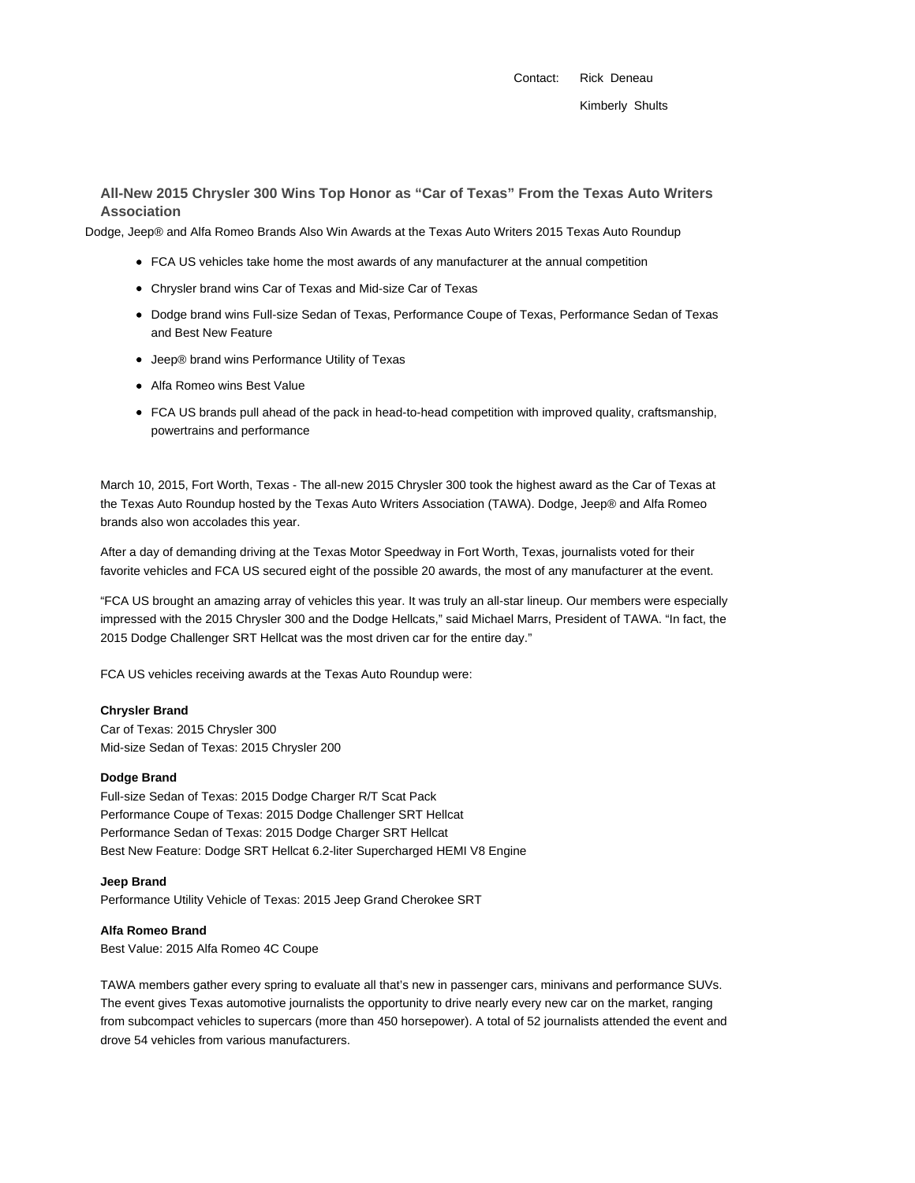Contact: Rick Deneau

Kimberly Shults

## All-New 2015 Chrysler 300 Wins Top Honor as “Car of Texas” From the Texas Auto Writers Association

Dodge, Jeep® and Alfa Romeo Brands Also Win Awards at the Texas Auto Writers 2015 Texas Auto Roundup

- FCA US vehicles take home the most awards of any manufacturer at the annual competition
- Chrysler brand wins Car of Texas and Mid-size Car of Texas
- Dodge brand wins Full-size Sedan of Texas, Performance Coupe of Texas, Performance Sedan of Texas and Best New Feature
- Jeep® brand wins Performance Utility of Texas
- Alfa Romeo wins Best Value
- FCA US brands pull ahead of the pack in head-to-head competition with improved quality, craftsmanship, powertrains and performance

March 10, 2015, Fort Worth, Texas - The all-new 2015 Chrysler 300 took the highest award as the Car of Texas at the Texas Auto Roundup hosted by the Texas Auto Writers Association (TAWA). Dodge, Jeep® and Alfa Romeo brands also won accolades this year.

After a day of demanding driving at the Texas Motor Speedway in Fort Worth, Texas, journalists voted for their favorite vehicles and FCA US secured eight of the possible 20 awards, the most of any manufacturer at the event.

“FCA US brought an amazing array of vehicles this year. It was truly an all-star lineup. Our members were especially impressed with the 2015 Chrysler 300 and the Dodge Hellcats,” said Michael Marrs, President of TAWA. “In fact, the 2015 Dodge Challenger SRT Hellcat was the most driven car for the entire day.”

FCA US vehicles receiving awards at the Texas Auto Roundup were:

**Chrysler Brand**
Car of Texas: 2015 Chrysler 300
Mid-size Sedan of Texas: 2015 Chrysler 200

**Dodge Brand**
Full-size Sedan of Texas: 2015 Dodge Charger R/T Scat Pack
Performance Coupe of Texas: 2015 Dodge Challenger SRT Hellcat
Performance Sedan of Texas: 2015 Dodge Charger SRT Hellcat
Best New Feature: Dodge SRT Hellcat 6.2-liter Supercharged HEMI V8 Engine

**Jeep Brand**
Performance Utility Vehicle of Texas: 2015 Jeep Grand Cherokee SRT

**Alfa Romeo Brand**
Best Value: 2015 Alfa Romeo 4C Coupe

TAWA members gather every spring to evaluate all that’s new in passenger cars, minivans and performance SUVs. The event gives Texas automotive journalists the opportunity to drive nearly every new car on the market, ranging from subcompact vehicles to supercars (more than 450 horsepower). A total of 52 journalists attended the event and drove 54 vehicles from various manufacturers.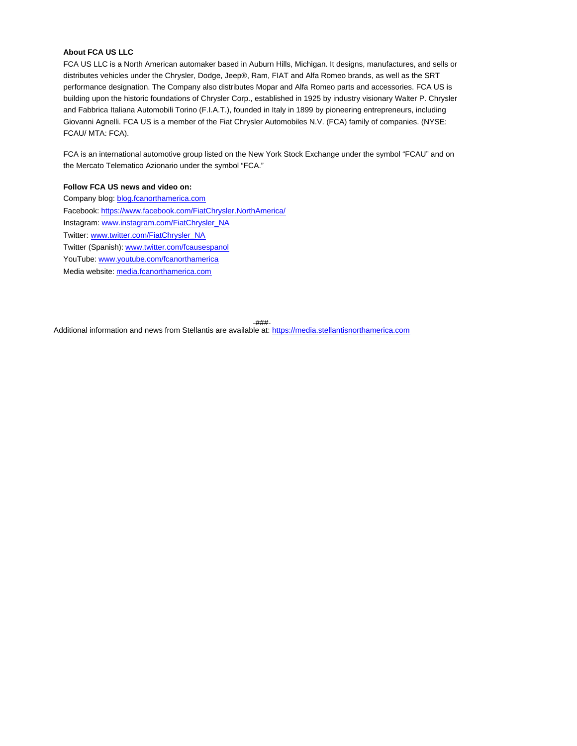**About FCA US LLC**

FCA US LLC is a North American automaker based in Auburn Hills, Michigan. It designs, manufactures, and sells or distributes vehicles under the Chrysler, Dodge, Jeep®, Ram, FIAT and Alfa Romeo brands, as well as the SRT performance designation. The Company also distributes Mopar and Alfa Romeo parts and accessories. FCA US is building upon the historic foundations of Chrysler Corp., established in 1925 by industry visionary Walter P. Chrysler and Fabbrica Italiana Automobili Torino (F.I.A.T.), founded in Italy in 1899 by pioneering entrepreneurs, including Giovanni Agnelli. FCA US is a member of the Fiat Chrysler Automobiles N.V. (FCA) family of companies. (NYSE: FCAU/ MTA: FCA).

FCA is an international automotive group listed on the New York Stock Exchange under the symbol "FCAU" and on the Mercato Telematico Azionario under the symbol "FCA."

**Follow FCA US news and video on:**

Company blog: blog.fcanorthamerica.com
Facebook: https://www.facebook.com/FiatChrysler.NorthAmerica/
Instagram: www.instagram.com/FiatChrysler_NA
Twitter: www.twitter.com/FiatChrysler_NA
Twitter (Spanish): www.twitter.com/fcausespanol
YouTube: www.youtube.com/fcanorthamerica
Media website: media.fcanorthamerica.com

-###-

Additional information and news from Stellantis are available at: https://media.stellantisnorthamerica.com